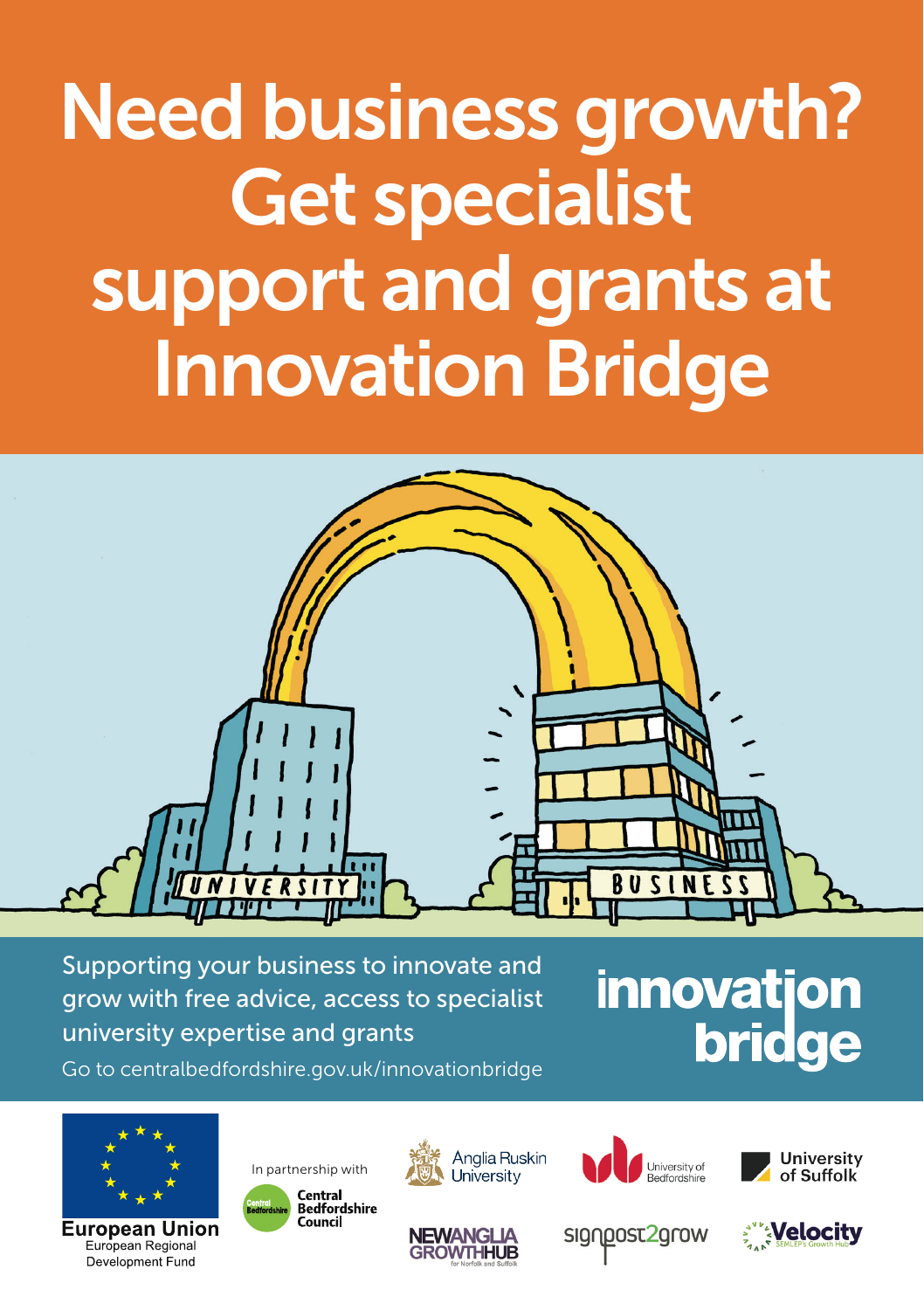# Need business growth? Get specialist support and grants at Innovation Bridge

Supporting your business to innovate and grow with free advice, access to specialist university expertise and grants

Go to centralbedfordshire.gov.uk/innovationbridge

**innovation bridge**

European Union
European Regional Development Fund

In partnership with

Central Bedfordshire Council

Anglia Ruskin University

University of Bedfordshire

University of Suffolk

New Anglia Growth Hub for Norfolk and Suffolk

signpost2grow

Velocity SEMLEP's Growth Hub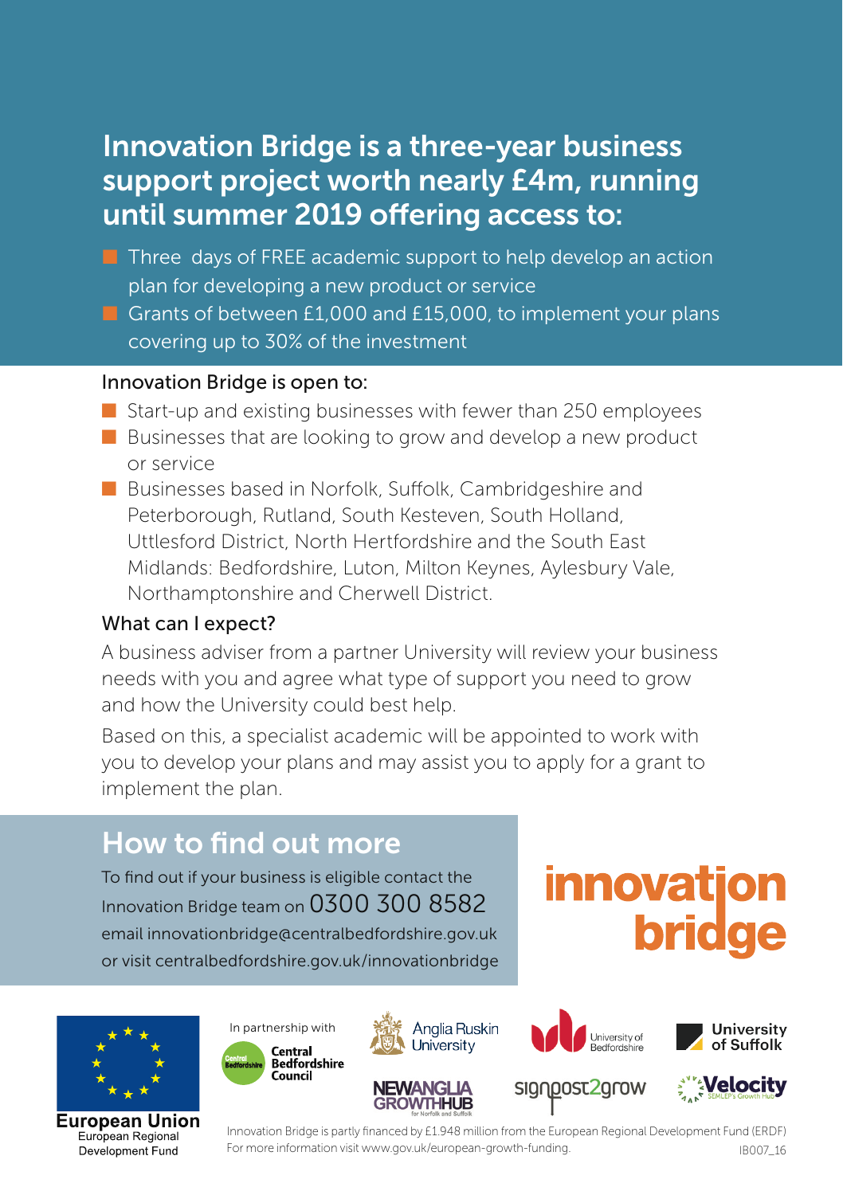## Innovation Bridge is a three-year business support project worth nearly £4m, running until summer 2019 offering access to:

- Three days of FREE academic support to help develop an action plan for developing a new product or service
- Grants of between £1,000 and £15,000, to implement your plans covering up to 30% of the investment

### Innovation Bridge is open to:

- Start-up and existing businesses with fewer than 250 employees
- Businesses that are looking to grow and develop a new product or service
- Businesses based in Norfolk, Suffolk, Cambridgeshire and Peterborough, Rutland, South Kesteven, South Holland, Uttlesford District, North Hertfordshire and the South East Midlands: Bedfordshire, Luton, Milton Keynes, Aylesbury Vale, Northamptonshire and Cherwell District.

### What can I expect?

A business adviser from a partner University will review your business needs with you and agree what type of support you need to grow and how the University could best help.

Based on this, a specialist academic will be appointed to work with you to develop your plans and may assist you to apply for a grant to implement the plan.

## How to find out more

To find out if your business is eligible contact the Innovation Bridge team on **0300 300 8582**
email innovationbridge@centralbedfordshire.gov.uk
or visit centralbedfordshire.gov.uk/innovationbridge

**innovation bridge**

European Union
European Regional Development Fund

In partnership with

Central Bedfordshire Council

Anglia Ruskin University

University of Bedfordshire

University of Suffolk

NEWANGLIA GROWTHHUB for Norfolk and Suffolk

signpost2grow

Velocity SEMLEP's Growth Hub

Innovation Bridge is partly financed by £1.948 million from the European Regional Development Fund (ERDF)
For more information visit www.gov.uk/european-growth-funding.

IB007_16